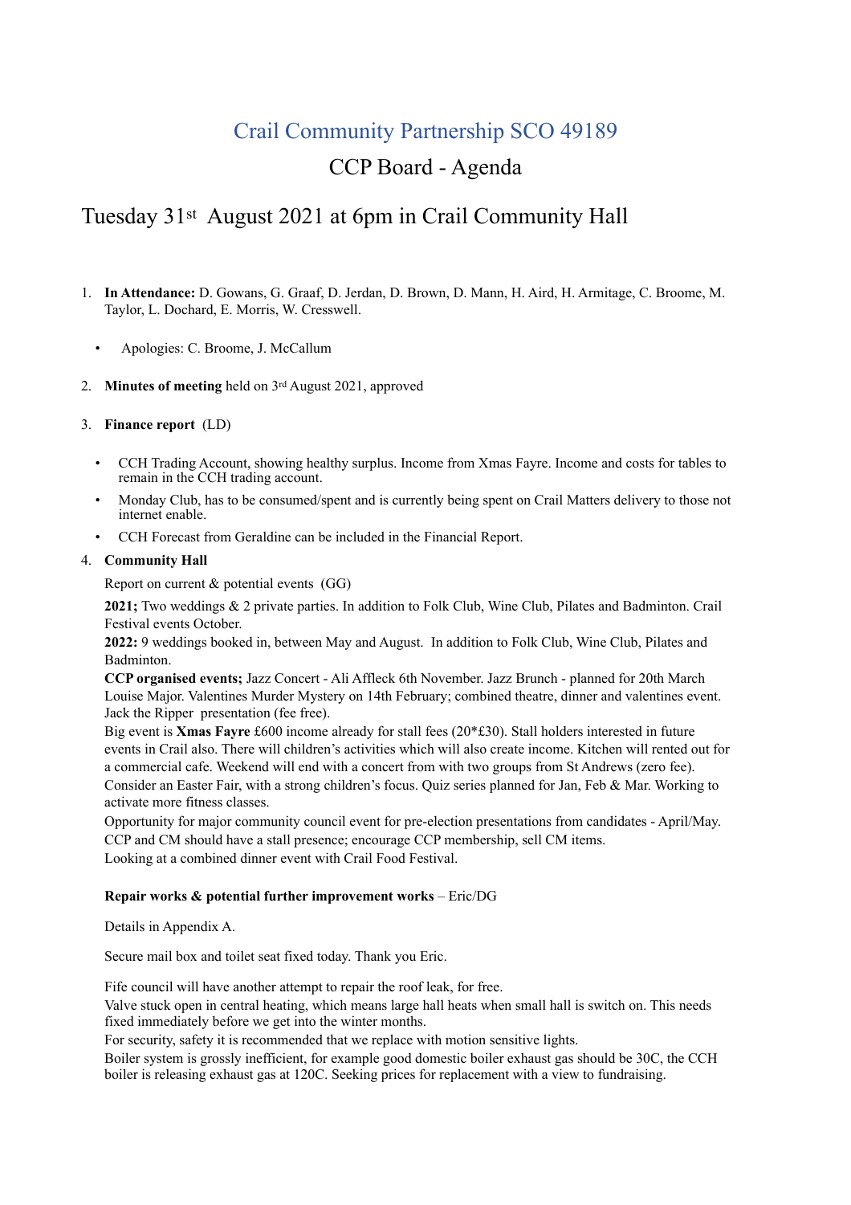# Crail Community Partnership SCO 49189

## CCP Board - Agenda

## Tuesday 31st August 2021 at 6pm in Crail Community Hall

1. **In Attendance:** D. Gowans, G. Graaf, D. Jerdan, D. Brown, D. Mann, H. Aird, H. Armitage, C. Broome, M. Taylor, L. Dochard, E. Morris, W. Cresswell.

    - Apologies: C. Broome, J. McCallum

2. **Minutes of meeting** held on 3rd August 2021, approved

3. **Finance report** (LD)

    - CCH Trading Account, showing healthy surplus. Income from Xmas Fayre. Income and costs for tables to remain in the CCH trading account.
    - Monday Club, has to be consumed/spent and is currently being spent on Crail Matters delivery to those not internet enable.
    - CCH Forecast from Geraldine can be included in the Financial Report.

4. **Community Hall**

    Report on current & potential events (GG)

    **2021;** Two weddings & 2 private parties. In addition to Folk Club, Wine Club, Pilates and Badminton. Crail Festival events October.

    **2022:** 9 weddings booked in, between May and August. In addition to Folk Club, Wine Club, Pilates and Badminton.

    **CCP organised events;** Jazz Concert - Ali Affleck 6th November. Jazz Brunch - planned for 20th March Louise Major. Valentines Murder Mystery on 14th February; combined theatre, dinner and valentines event. Jack the Ripper presentation (fee free).

    Big event is **Xmas Fayre** £600 income already for stall fees (20*£30). Stall holders interested in future events in Crail also. There will children's activities which will also create income. Kitchen will rented out for a commercial cafe. Weekend will end with a concert from with two groups from St Andrews (zero fee). Consider an Easter Fair, with a strong children's focus. Quiz series planned for Jan, Feb & Mar. Working to activate more fitness classes.

    Opportunity for major community council event for pre-election presentations from candidates - April/May. CCP and CM should have a stall presence; encourage CCP membership, sell CM items.

    Looking at a combined dinner event with Crail Food Festival.

    **Repair works & potential further improvement works** – Eric/DG

    Details in Appendix A.

    Secure mail box and toilet seat fixed today. Thank you Eric.

    Fife council will have another attempt to repair the roof leak, for free.

    Valve stuck open in central heating, which means large hall heats when small hall is switch on. This needs fixed immediately before we get into the winter months.

    For security, safety it is recommended that we replace with motion sensitive lights.

    Boiler system is grossly inefficient, for example good domestic boiler exhaust gas should be 30C, the CCH boiler is releasing exhaust gas at 120C. Seeking prices for replacement with a view to fundraising.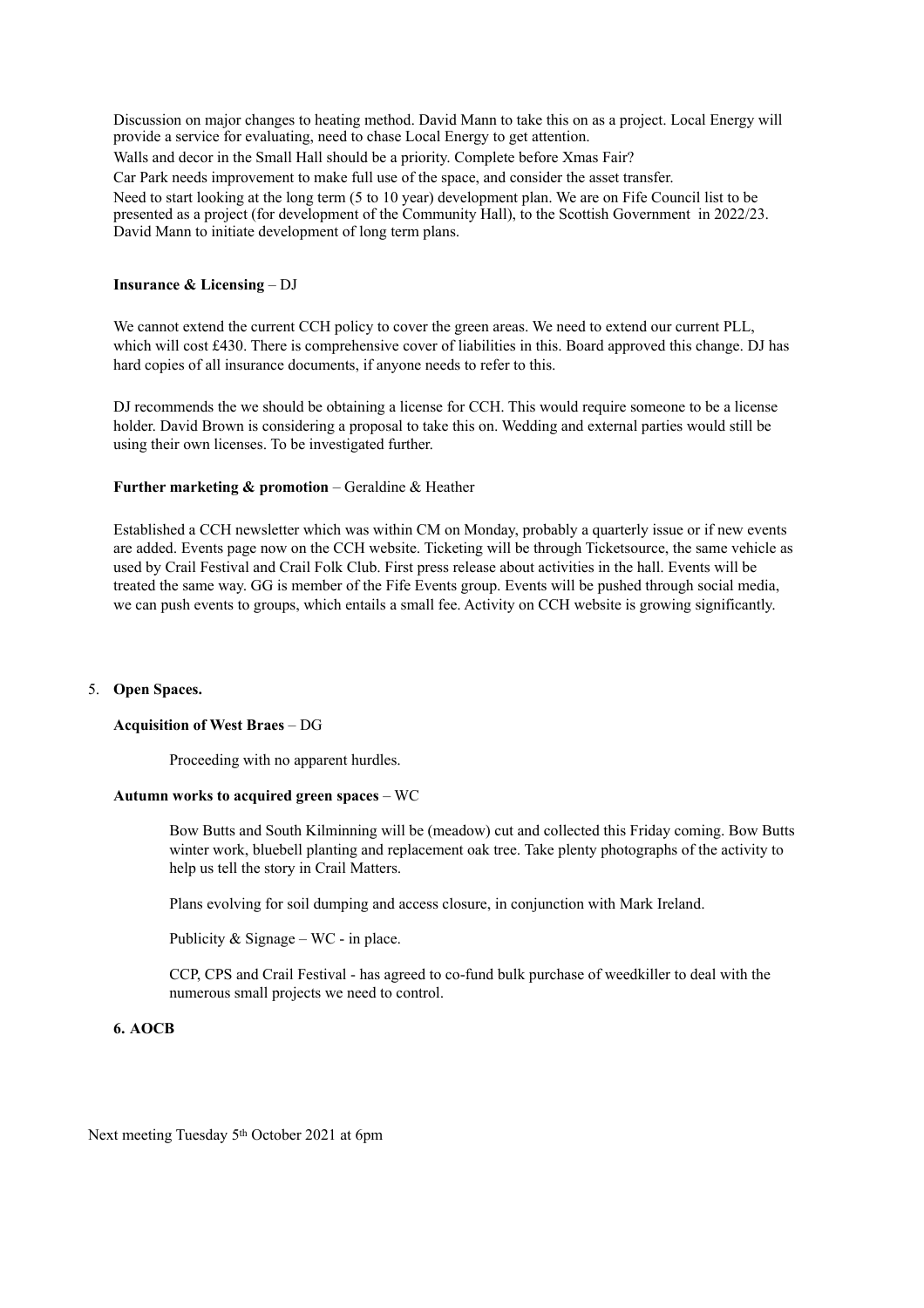Discussion on major changes to heating method. David Mann to take this on as a project. Local Energy will provide a service for evaluating, need to chase Local Energy to get attention.

Walls and decor in the Small Hall should be a priority. Complete before Xmas Fair?

Car Park needs improvement to make full use of the space, and consider the asset transfer.

Need to start looking at the long term (5 to 10 year) development plan. We are on Fife Council list to be presented as a project (for development of the Community Hall), to the Scottish Government in 2022/23. David Mann to initiate development of long term plans.

**Insurance & Licensing** – DJ

We cannot extend the current CCH policy to cover the green areas. We need to extend our current PLL, which will cost £430. There is comprehensive cover of liabilities in this. Board approved this change. DJ has hard copies of all insurance documents, if anyone needs to refer to this.

DJ recommends the we should be obtaining a license for CCH. This would require someone to be a license holder. David Brown is considering a proposal to take this on. Wedding and external parties would still be using their own licenses. To be investigated further.

**Further marketing & promotion** – Geraldine & Heather

Established a CCH newsletter which was within CM on Monday, probably a quarterly issue or if new events are added. Events page now on the CCH website. Ticketing will be through Ticketsource, the same vehicle as used by Crail Festival and Crail Folk Club. First press release about activities in the hall. Events will be treated the same way. GG is member of the Fife Events group. Events will be pushed through social media, we can push events to groups, which entails a small fee. Activity on CCH website is growing significantly.

5. **Open Spaces.**

**Acquisition of West Braes** – DG

Proceeding with no apparent hurdles.

**Autumn works to acquired green spaces** – WC

Bow Butts and South Kilminning will be (meadow) cut and collected this Friday coming. Bow Butts winter work, bluebell planting and replacement oak tree. Take plenty photographs of the activity to help us tell the story in Crail Matters.

Plans evolving for soil dumping and access closure, in conjunction with Mark Ireland.

Publicity & Signage – WC - in place.

CCP, CPS and Crail Festival - has agreed to co-fund bulk purchase of weedkiller to deal with the numerous small projects we need to control.

**6. AOCB**

Next meeting Tuesday 5th October 2021 at 6pm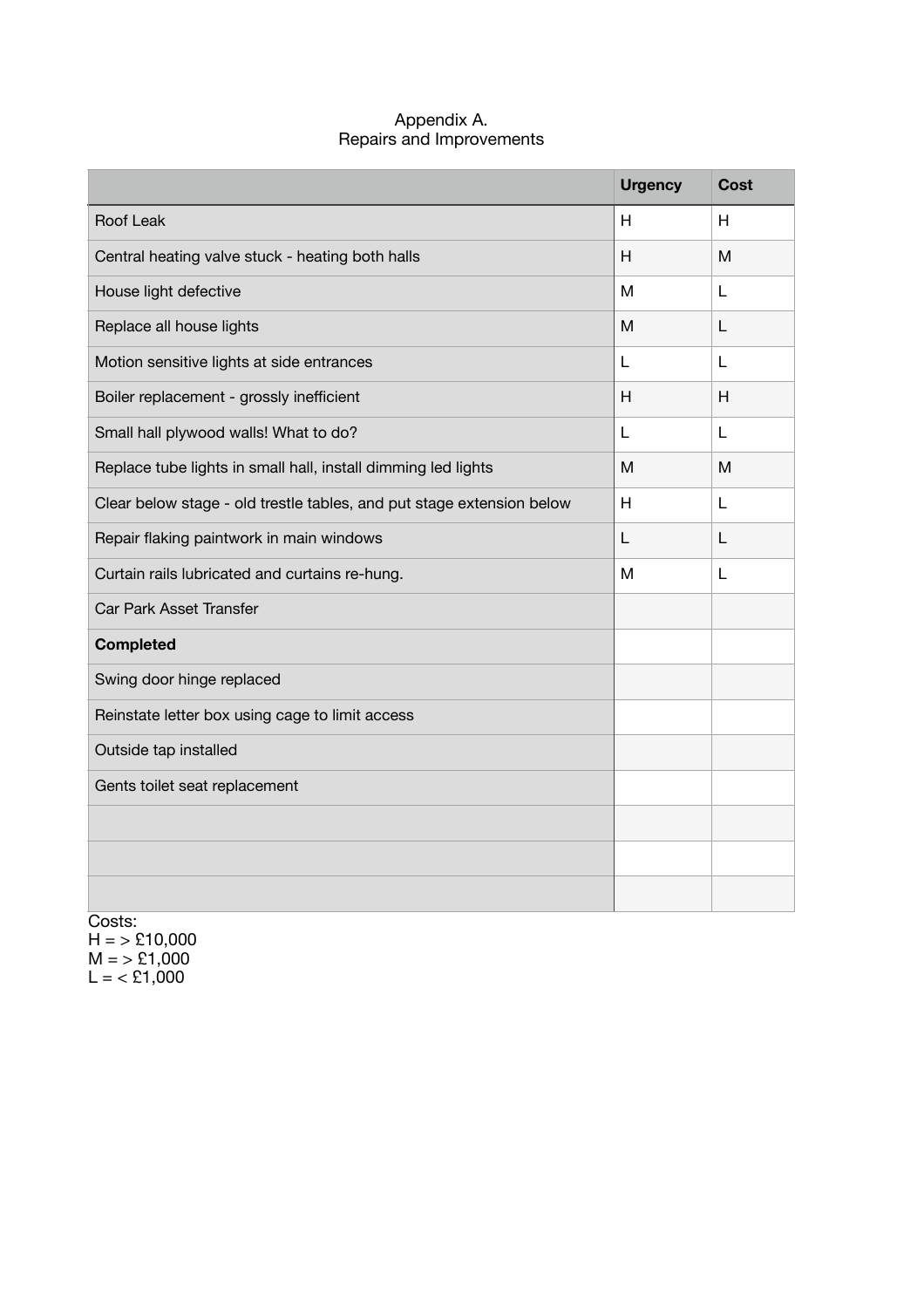Appendix A.
Repairs and Improvements

| | Urgency | Cost |
|---|---|---|
| Roof Leak | H | H |
| Central heating valve stuck - heating both halls | H | M |
| House light defective | M | L |
| Replace all house lights | M | L |
| Motion sensitive lights at side entrances | L | L |
| Boiler replacement - grossly inefficient | H | H |
| Small hall plywood walls! What to do? | L | L |
| Replace tube lights in small hall, install dimming led lights | M | M |
| Clear below stage - old trestle tables, and put stage extension below | H | L |
| Repair flaking paintwork in main windows | L | L |
| Curtain rails lubricated and curtains re-hung. | M | L |
| Car Park Asset Transfer | | |
| **Completed** | | |
| Swing door hinge replaced | | |
| Reinstate letter box using cage to limit access | | |
| Outside tap installed | | |
| Gents toilet seat replacement | | |
| | | |
| | | |
| | | |

Costs:
H = > £10,000
M = > £1,000
L = < £1,000